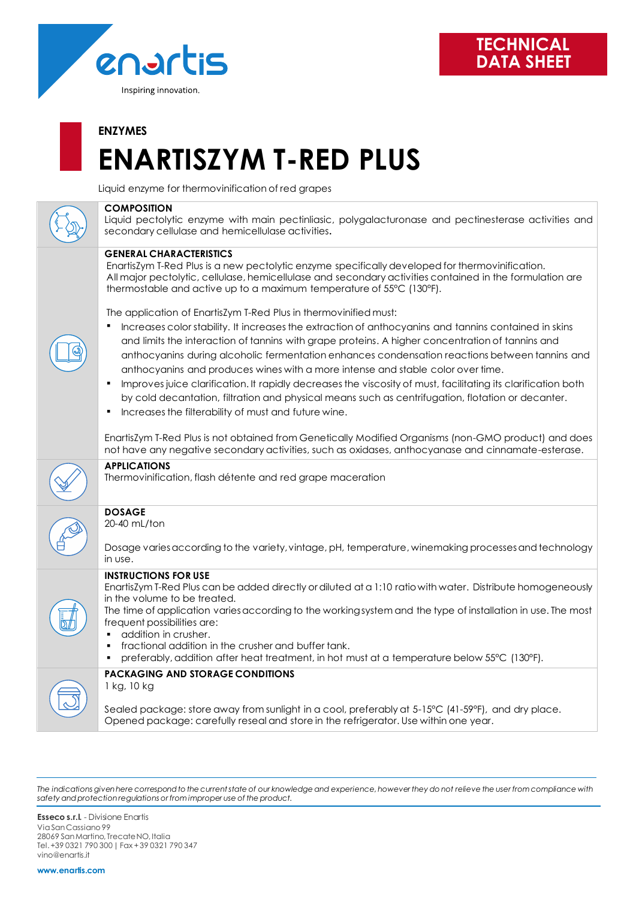enartis

Inspiring innovation.

**TECHNICAL DATA SHEET**

**ENZYMES**

# ENARTISZYM T-RED PLUS

Liquid enzyme for thermovinification of red grapes

## COMPOSITION

Liquid pectolytic enzyme with main pectinliasic, polygalacturonase and pectinesterase activities and secondary cellulase and hemicellulase activities.

## GENERAL CHARACTERISTICS

EnartisZym T-Red Plus is a new pectolytic enzyme specifically developed for thermovinification. All major pectolytic, cellulase, hemicellulase and secondary activities contained in the formulation are thermostable and active up to a maximum temperature of 55°C (130°F).

The application of EnartisZym T-Red Plus in thermovinified must:

- Increases color stability. It increases the extraction of anthocyanins and tannins contained in skins and limits the interaction of tannins with grape proteins. A higher concentration of tannins and anthocyanins during alcoholic fermentation enhances condensation reactions between tannins and anthocyanins and produces wines with a more intense and stable color over time.
- Improves juice clarification. It rapidly decreases the viscosity of must, facilitating its clarification both by cold decantation, filtration and physical means such as centrifugation, flotation or decanter.
- Increases the filterability of must and future wine.

EnartisZym T-Red Plus is not obtained from Genetically Modified Organisms (non-GMO product) and does not have any negative secondary activities, such as oxidases, anthocyanase and cinnamate-esterase.

## APPLICATIONS

Thermovinification, flash détente and red grape maceration

## DOSAGE

20-40 mL/ton

Dosage varies according to the variety, vintage, pH, temperature, winemaking processes and technology in use.

## INSTRUCTIONS FOR USE

EnartisZym T-Red Plus can be added directly or diluted at a 1:10 ratio with water. Distribute homogeneously in the volume to be treated.
The time of application varies according to the working system and the type of installation in use. The most frequent possibilities are:

- addition in crusher.
- fractional addition in the crusher and buffer tank.
- preferably, addition after heat treatment, in hot must at a temperature below 55°C (130°F).

## PACKAGING AND STORAGE CONDITIONS

1 kg, 10 kg

Sealed package: store away from sunlight in a cool, preferably at 5-15°C (41-59°F), and dry place.
Opened package: carefully reseal and store in the refrigerator. Use within one year.

*The indications given here correspond to the current state of our knowledge and experience, however they do not relieve the user from compliance with safety and protection regulations or from improper use of the product.*

**Esseco s.r.l.** - Divisione Enartis
Via San Cassiano 99
28069 San Martino, Trecate NO, Italia
Tel. +39 0321 790 300 | Fax +39 0321 790 347
vino@enartis.it

**www.enartis.com**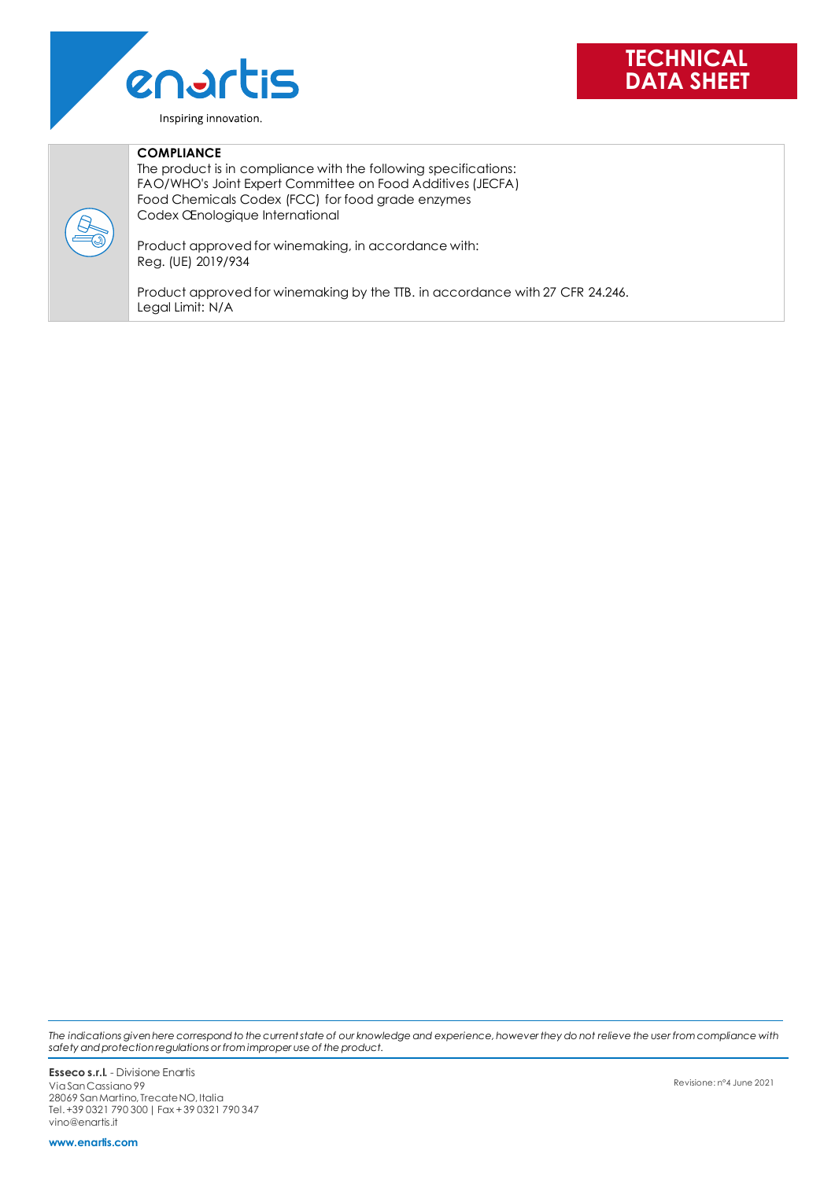**COMPLIANCE**

The product is in compliance with the following specifications:
FAO/WHO's Joint Expert Committee on Food Additives (JECFA)
Food Chemicals Codex (FCC) for food grade enzymes
Codex Œnologique International

Product approved for winemaking, in accordance with:
Reg. (UE) 2019/934

Product approved for winemaking by the TTB. in accordance with 27 CFR 24.246.
Legal Limit: N/A

*The indications given here correspond to the current state of our knowledge and experience, however they do not relieve the user from compliance with safety and protection regulations or from improper use of the product.*

**Esseco s.r.l.** - Divisione Enartis
Via San Cassiano 99
28069 San Martino, Trecate NO, Italia
Tel. +39 0321 790 300 | Fax + 39 0321 790 347
vino@enartis.it

**www.enartis.com**

Revisione: n°4 June 2021